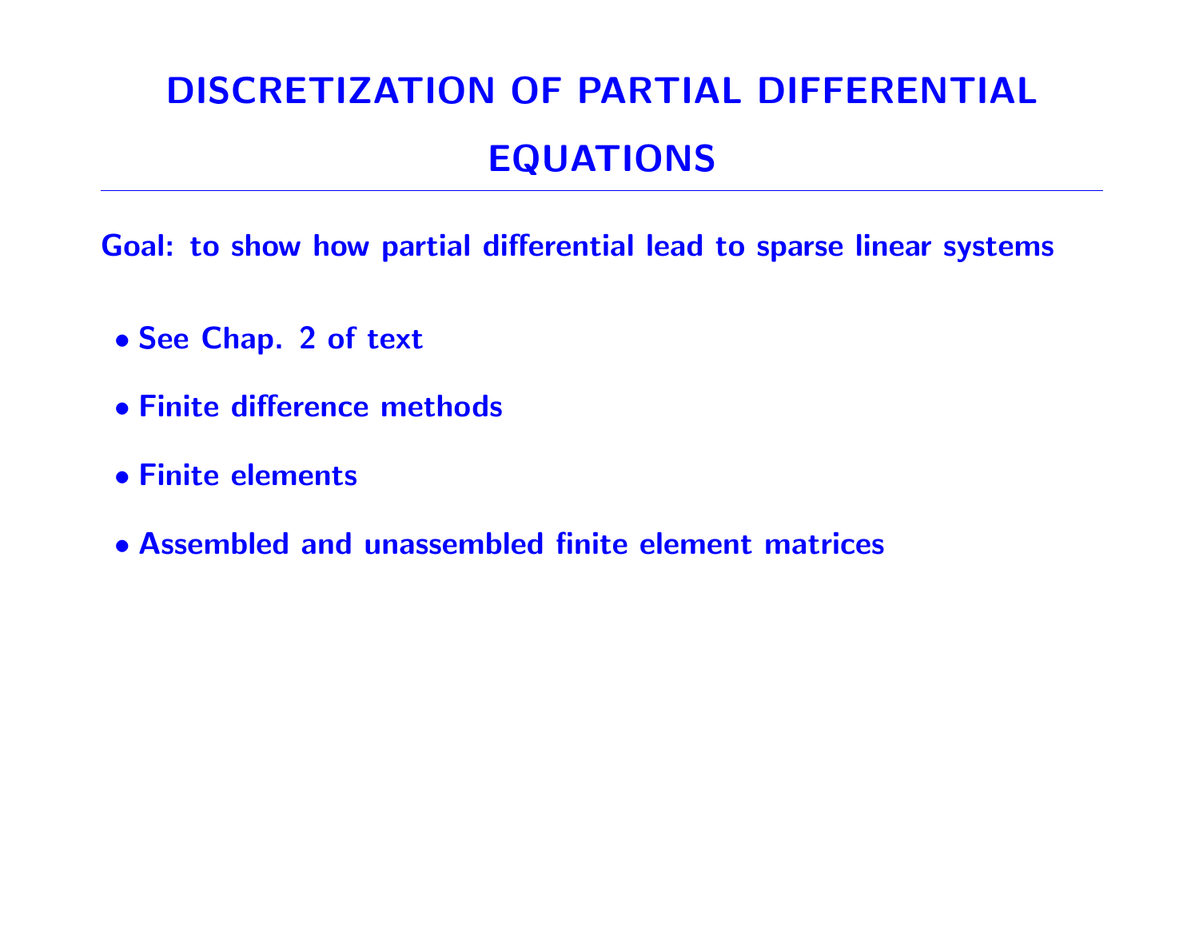# DISCRETIZATION OF PARTIAL DIFFERENTIAL EQUATIONS

**Goal: to show how partial differential lead to sparse linear systems**

- See Chap. 2 of text
- Finite difference methods
- Finite elements
- Assembled and unassembled finite element matrices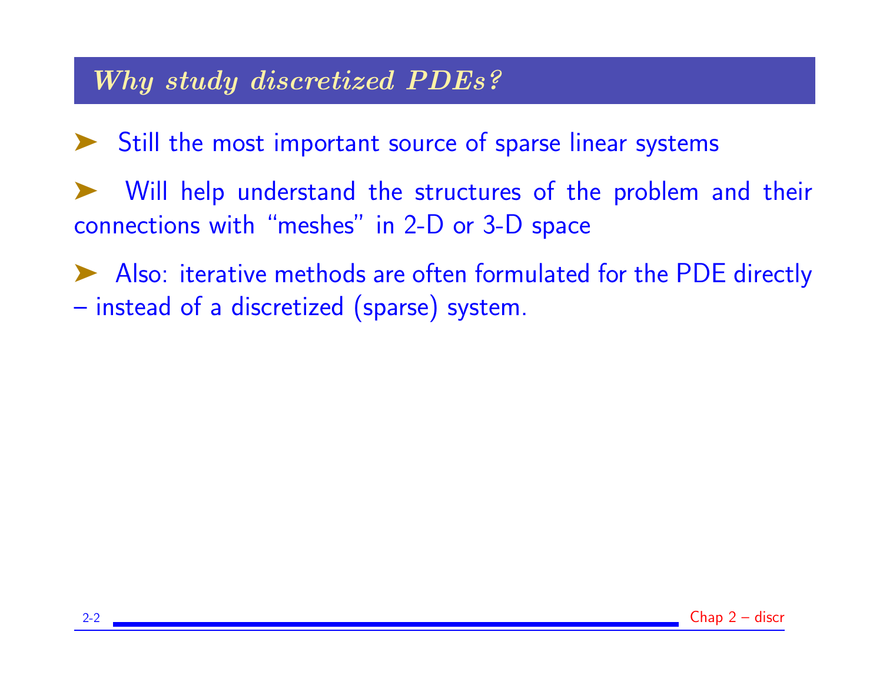## *Why study discretized PDEs?*

- Still the most important source of sparse linear systems

- Will help understand the structures of the problem and their connections with "meshes" in 2-D or 3-D space

- Also: iterative methods are often formulated for the PDE directly – instead of a discretized (sparse) system.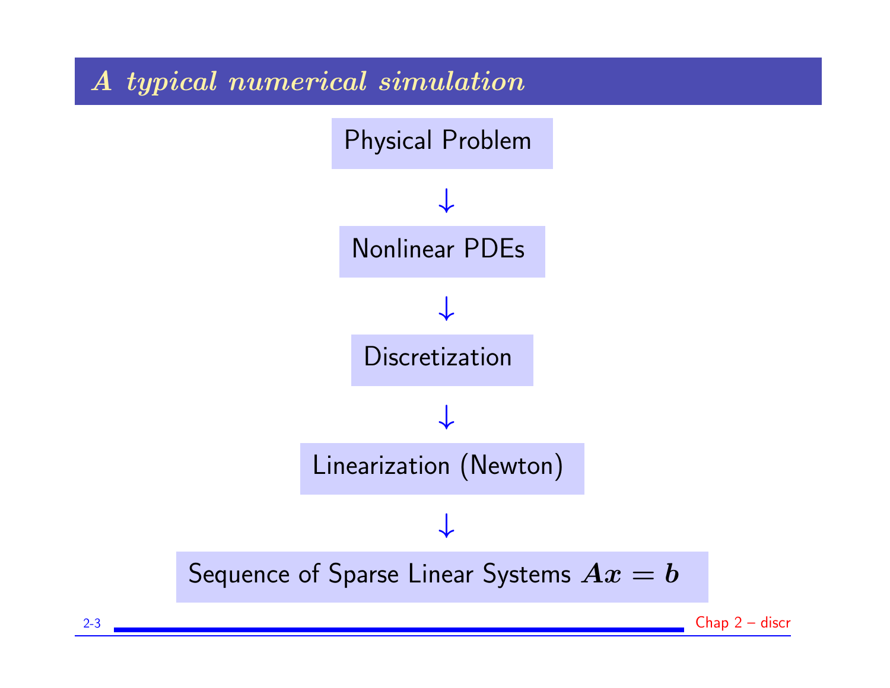## *A typical numerical simulation*

Physical Problem

↓

Nonlinear PDEs

↓

Discretization

↓

Linearization (Newton)

↓

Sequence of Sparse Linear Systems $Ax = b$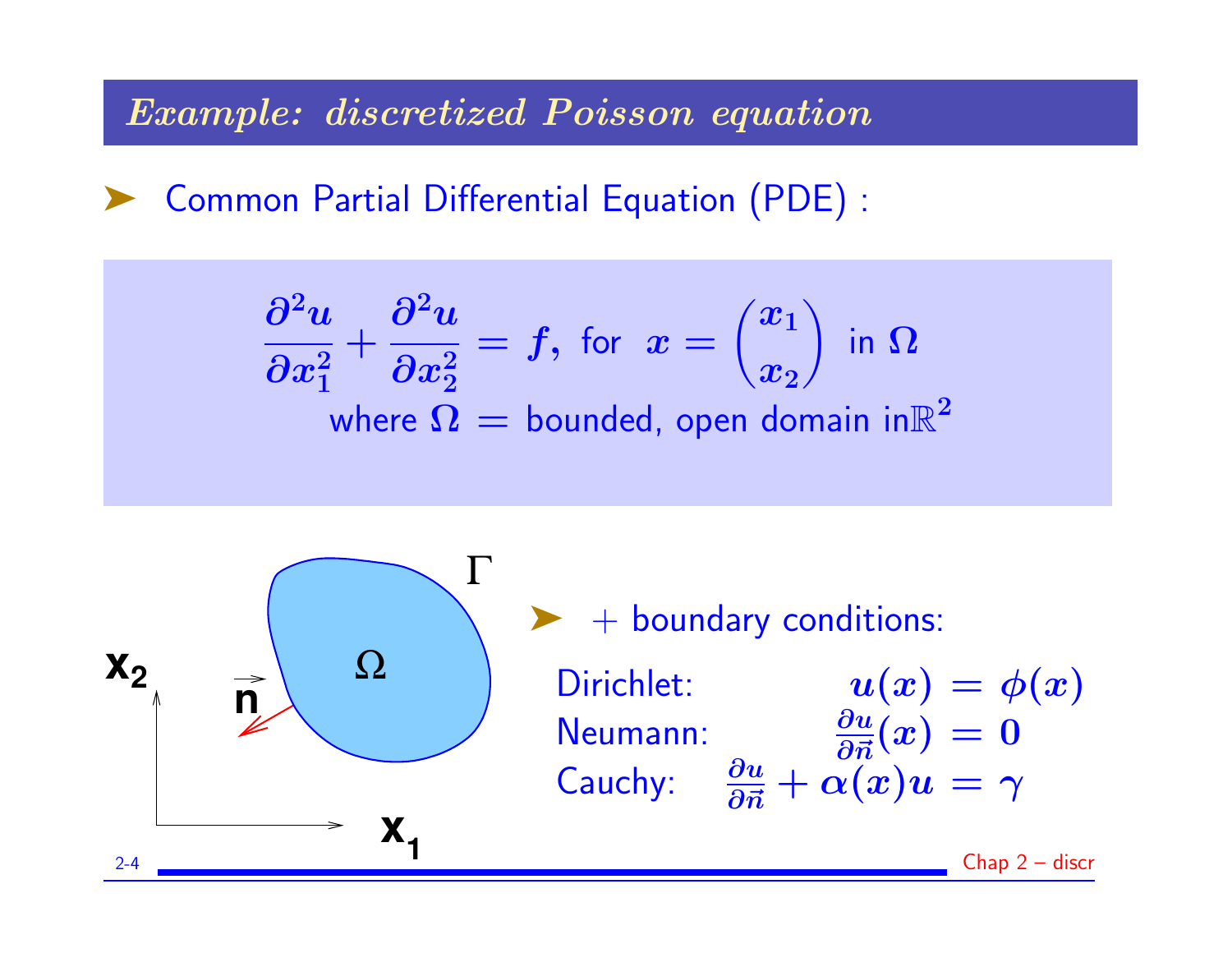# Example: discretized Poisson equation

- Common Partial Differential Equation (PDE) :

$$\frac{\partial^2 u}{\partial x_1^2} + \frac{\partial^2 u}{\partial x_2^2} = f, \text{ for } x = \begin{pmatrix} x_1 \\ x_2 \end{pmatrix} \text{ in } \Omega$$

where $\Omega =$ bounded, open domain in $\mathbb{R}^2$

- $+$ boundary conditions:

Dirichlet: $u(x) = \phi(x)$

Neumann: $\frac{\partial u}{\partial \vec{n}}(x) = 0$

Cauchy: $\frac{\partial u}{\partial \vec{n}} + \alpha(x) u = \gamma$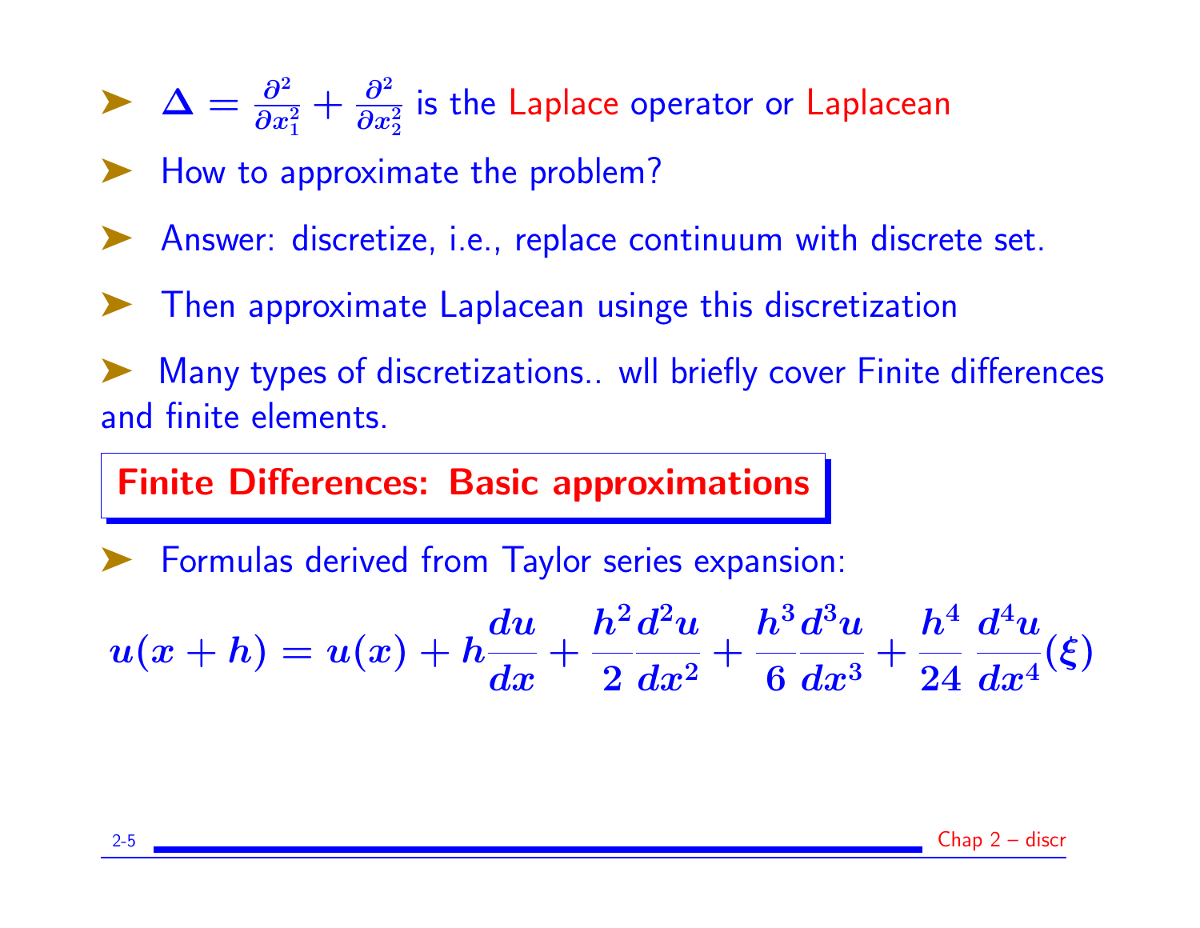- $\Delta = \frac{\partial^2}{\partial x_1^2} + \frac{\partial^2}{\partial x_2^2}$ is the Laplace operator or Laplacean
- How to approximate the problem?
- Answer: discretize, i.e., replace continuum with discrete set.
- Then approximate Laplacean usinge this discretization
- Many types of discretizations.. wll briefly cover Finite differences and finite elements.

## Finite Differences: Basic approximations

- Formulas derived from Taylor series expansion:

$$u(x+h) = u(x) + h\frac{du}{dx} + \frac{h^2}{2}\frac{d^2u}{dx^2} + \frac{h^3}{6}\frac{d^3u}{dx^3} + \frac{h^4}{24}\,\frac{d^4u}{dx^4}(\xi)$$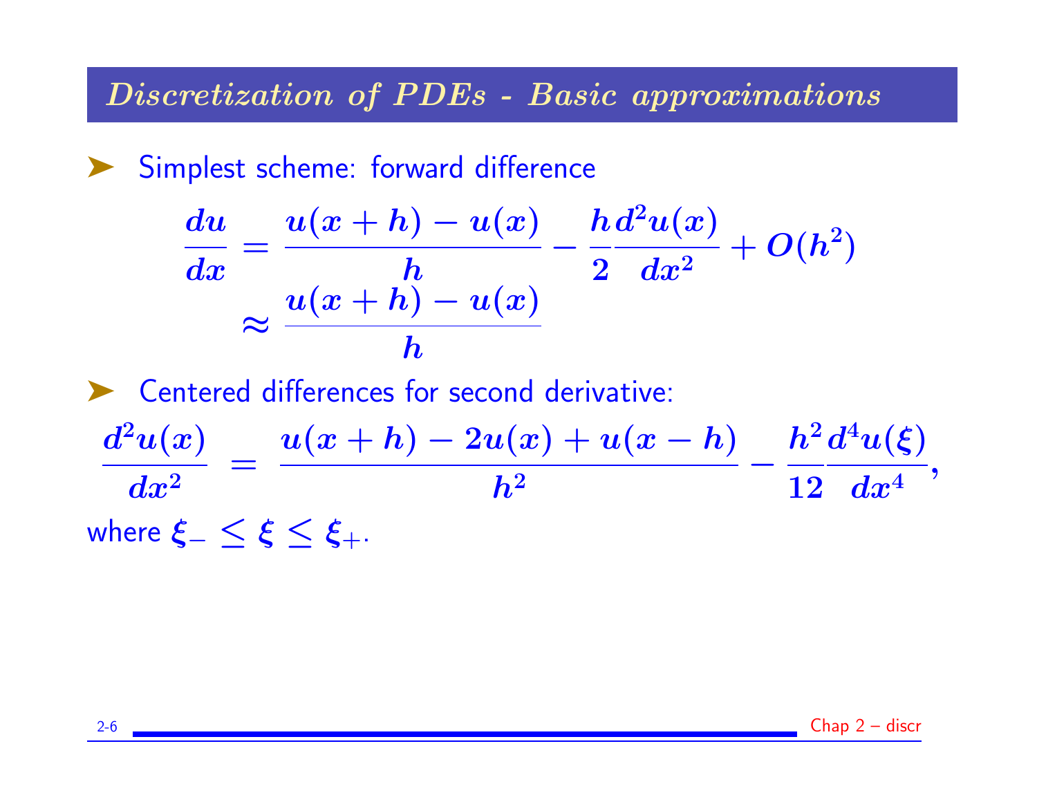## Discretization of PDEs - Basic approximations

- Simplest scheme: forward difference

$$
\begin{aligned}
\frac{du}{dx} &= \frac{u(x+h) - u(x)}{h} - \frac{h}{2}\frac{d^2u(x)}{dx^2} + O(h^2) \\
&\approx \frac{u(x+h) - u(x)}{h}
\end{aligned}
$$

- Centered differences for second derivative:

$$
\frac{d^2u(x)}{dx^2} = \frac{u(x+h) - 2u(x) + u(x-h)}{h^2} - \frac{h^2}{12}\frac{d^4u(\xi)}{dx^4},
$$

where $\xi_- \leq \xi \leq \xi_+$.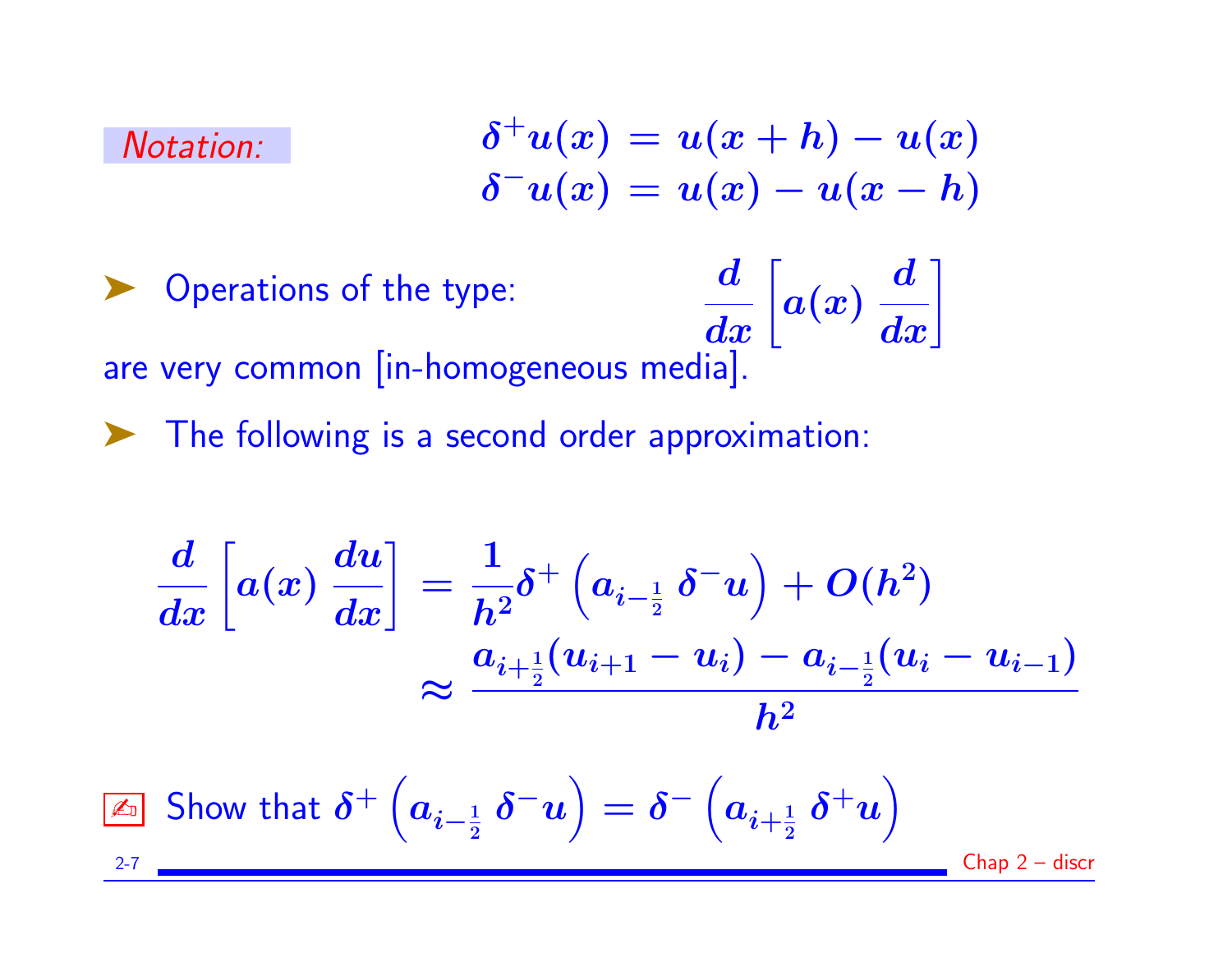*Notation:*

$$\delta^+ u(x) = u(x+h) - u(x)$$
$$\delta^- u(x) = u(x) - u(x-h)$$

➤ Operations of the type: $\frac{d}{dx}\left[a(x)\,\frac{d}{dx}\right]$ are very common [in-homogeneous media].

➤ The following is a second order approximation:

$$\frac{d}{dx}\left[a(x)\,\frac{du}{dx}\right] = \frac{1}{h^2}\delta^+\left(a_{i-\frac{1}{2}}\,\delta^- u\right) + O(h^2)$$
$$\approx \frac{a_{i+\frac{1}{2}}(u_{i+1}-u_i) - a_{i-\frac{1}{2}}(u_i - u_{i-1})}{h^2}$$

✍ Show that $\delta^+\left(a_{i-\frac{1}{2}}\,\delta^- u\right) = \delta^-\left(a_{i+\frac{1}{2}}\,\delta^+ u\right)$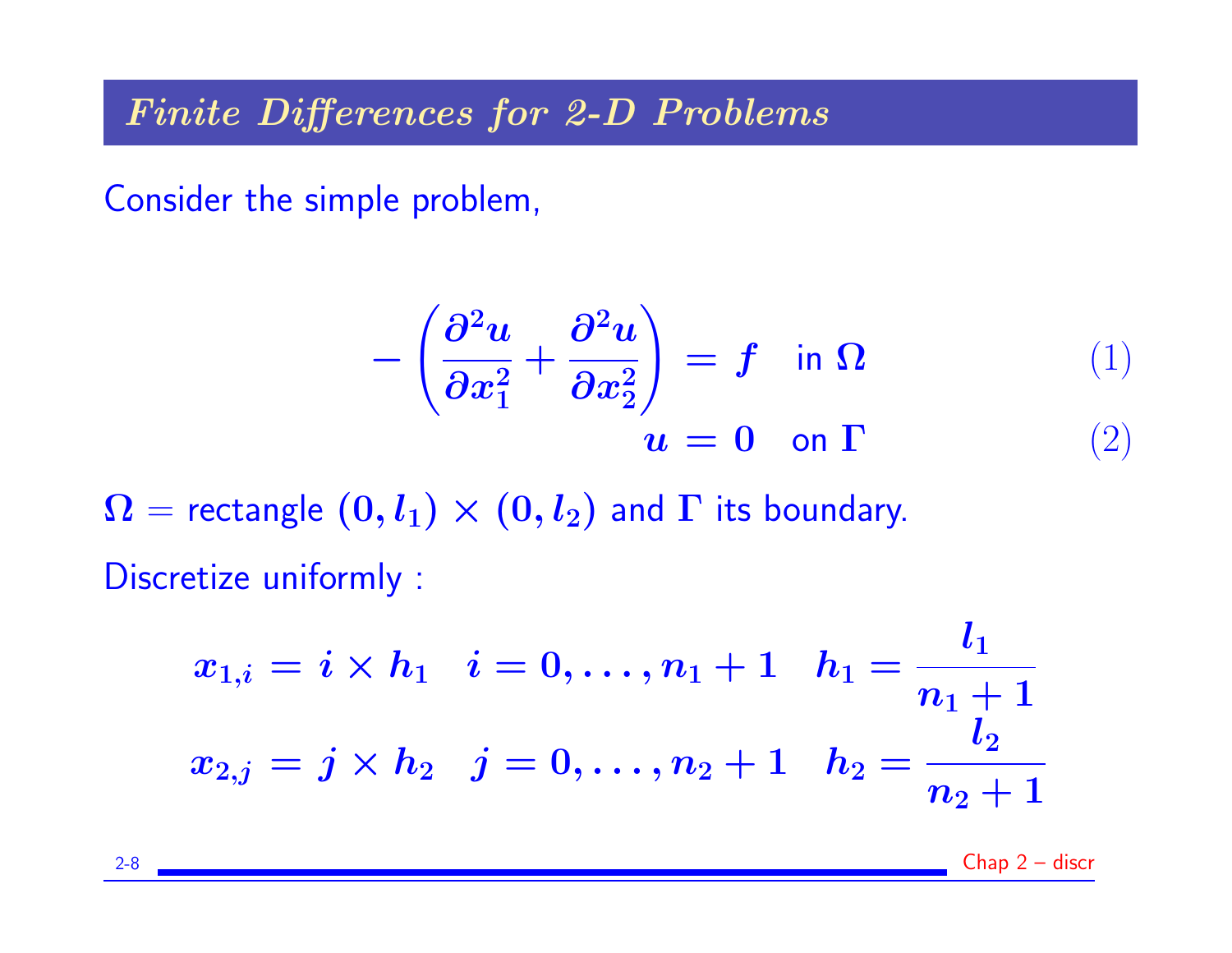## *Finite Differences for 2-D Problems*

Consider the simple problem,

$$-\left(\frac{\partial^2 u}{\partial x_1^2} + \frac{\partial^2 u}{\partial x_2^2}\right) = f \quad \text{in } \Omega \tag{1}$$

$$u = 0 \quad \text{on } \Gamma \tag{2}$$

$\Omega$ = rectangle $(0, l_1) \times (0, l_2)$ and $\Gamma$ its boundary.

Discretize uniformly :

$$x_{1,i} = i \times h_1 \quad i = 0, \ldots, n_1 + 1 \quad h_1 = \frac{l_1}{n_1 + 1}$$

$$x_{2,j} = j \times h_2 \quad j = 0, \ldots, n_2 + 1 \quad h_2 = \frac{l_2}{n_2 + 1}$$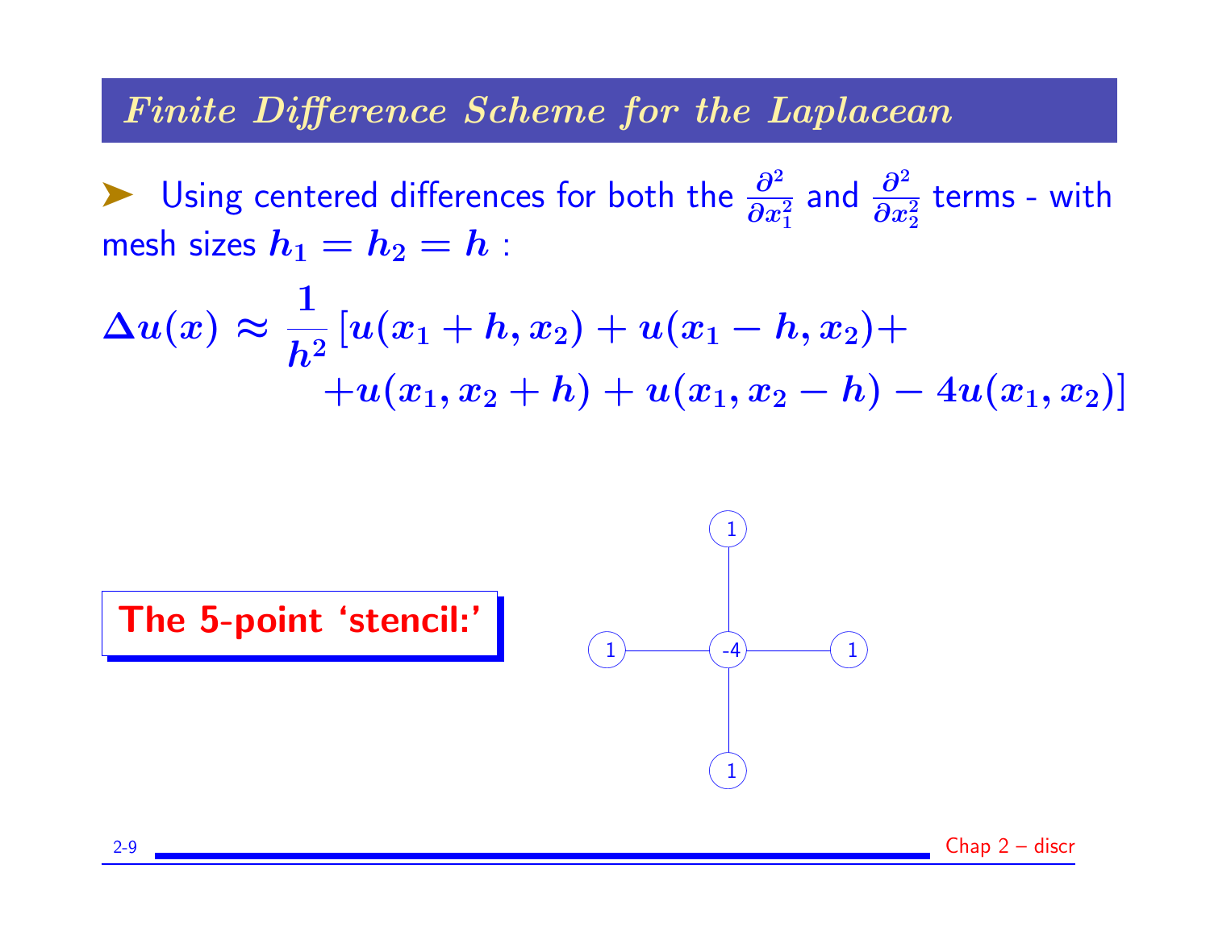## *Finite Difference Scheme for the Laplacean*

- Using centered differences for both the $\frac{\partial^2}{\partial x_1^2}$ and $\frac{\partial^2}{\partial x_2^2}$ terms - with mesh sizes $h_1 = h_2 = h$ :

$$\Delta u(x) \approx \frac{1}{h^2}\left[u(x_1+h, x_2) + u(x_1-h, x_2) + \right. \\ \left. + u(x_1, x_2+h) + u(x_1, x_2-h) - 4u(x_1, x_2)\right]$$

**The 5-point 'stencil:'**

```
        1
        |
  1 -- -4 -- 1
        |
        1
```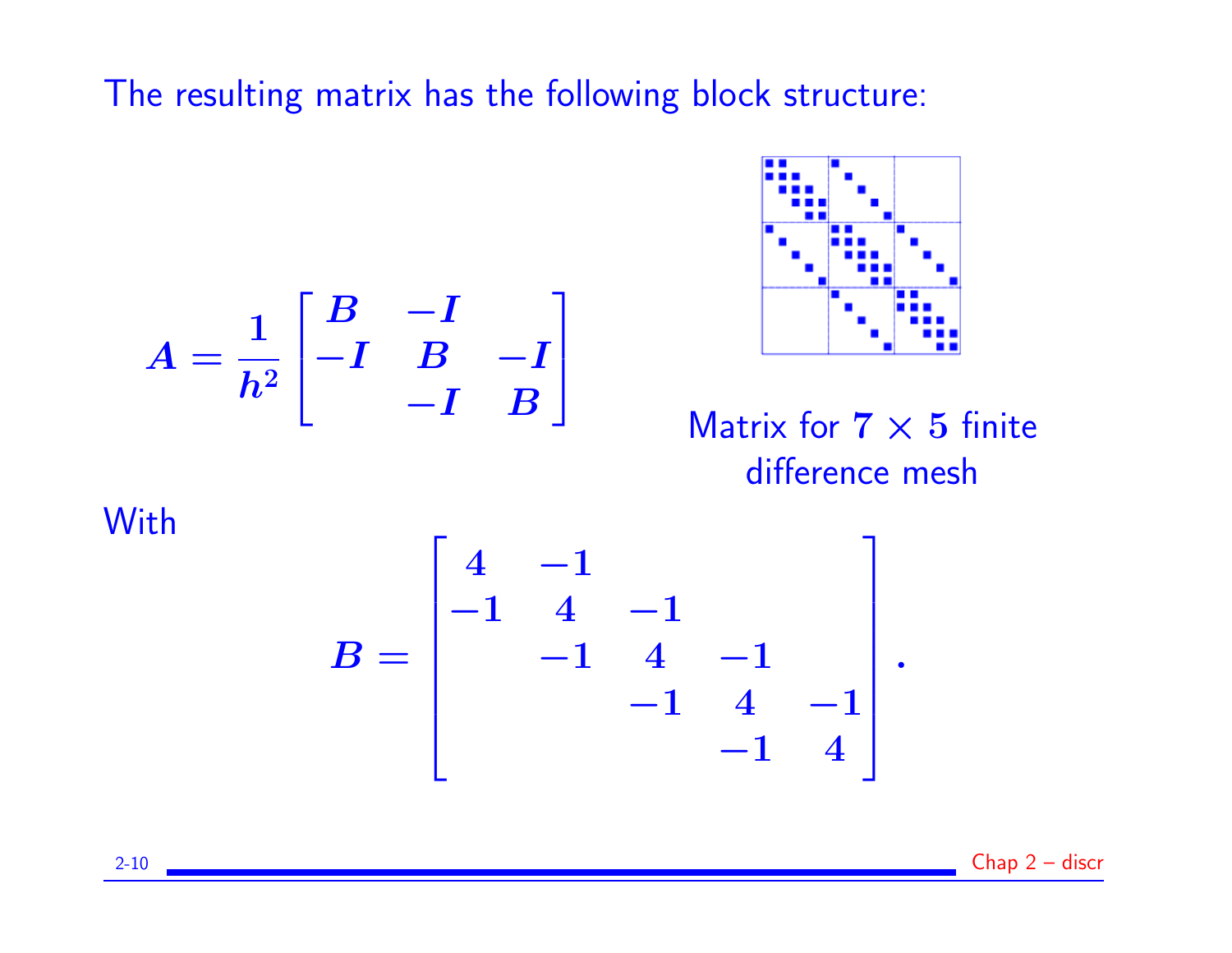The resulting matrix has the following block structure:

$$A = \frac{1}{h^2}\begin{bmatrix} B & -I & \\ -I & B & -I \\ & -I & B \end{bmatrix}$$

Matrix for $7 \times 5$ finite difference mesh

With

$$B = \begin{bmatrix} 4 & -1 & & & \\ -1 & 4 & -1 & & \\ & -1 & 4 & -1 & \\ & & -1 & 4 & -1 \\ & & & -1 & 4 \end{bmatrix}.$$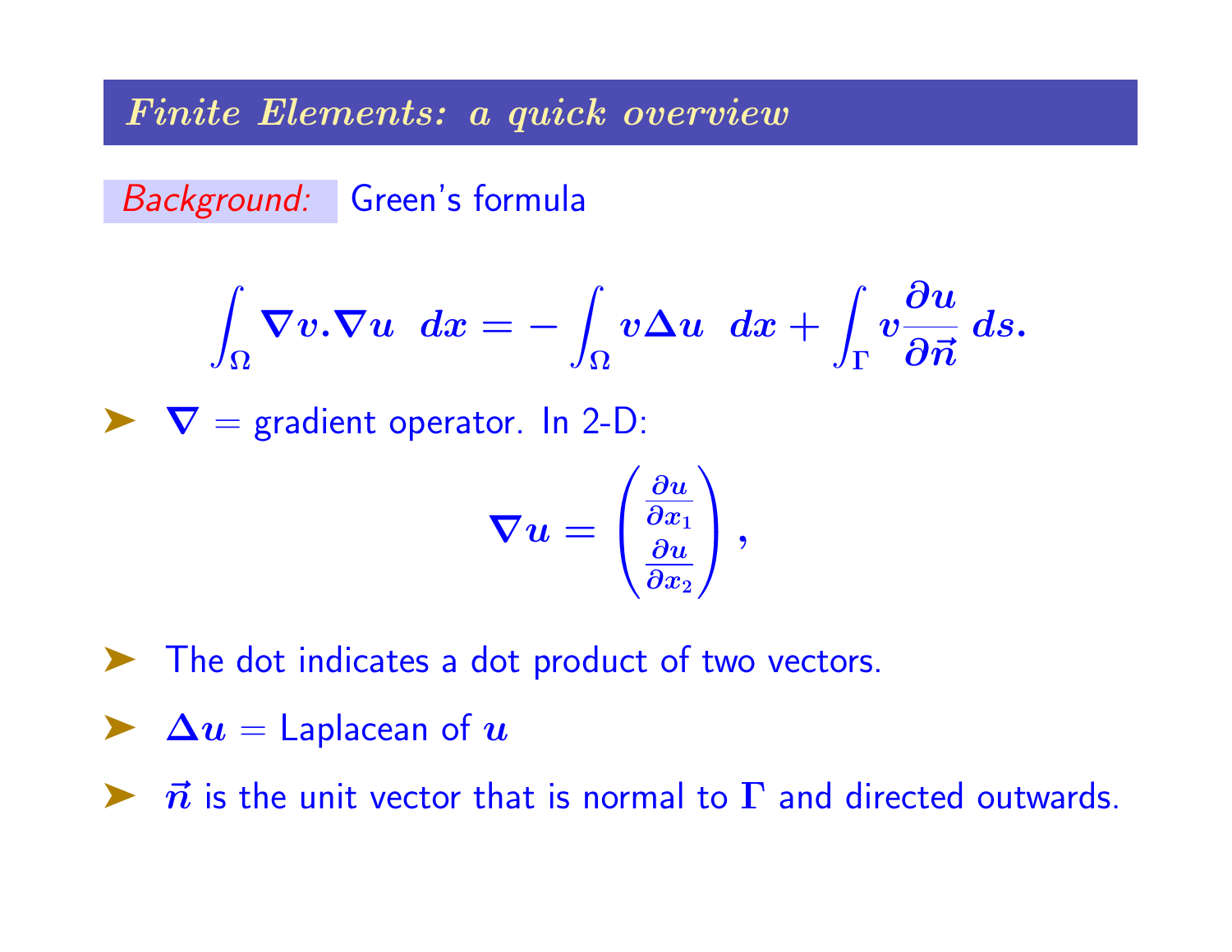## *Finite Elements: a quick overview*

*Background:* Green's formula

$$\int_{\Omega} \nabla v . \nabla u \;\; dx = - \int_{\Omega} v \Delta u \;\; dx + \int_{\Gamma} v \frac{\partial u}{\partial \vec{n}} \, ds.$$

- $\nabla$ = gradient operator. In 2-D:

$$\nabla u = \begin{pmatrix} \frac{\partial u}{\partial x_1} \\ \frac{\partial u}{\partial x_2} \end{pmatrix},$$

- The dot indicates a dot product of two vectors.
- $\Delta u$ = Laplacean of $u$
- $\vec{n}$ is the unit vector that is normal to $\Gamma$ and directed outwards.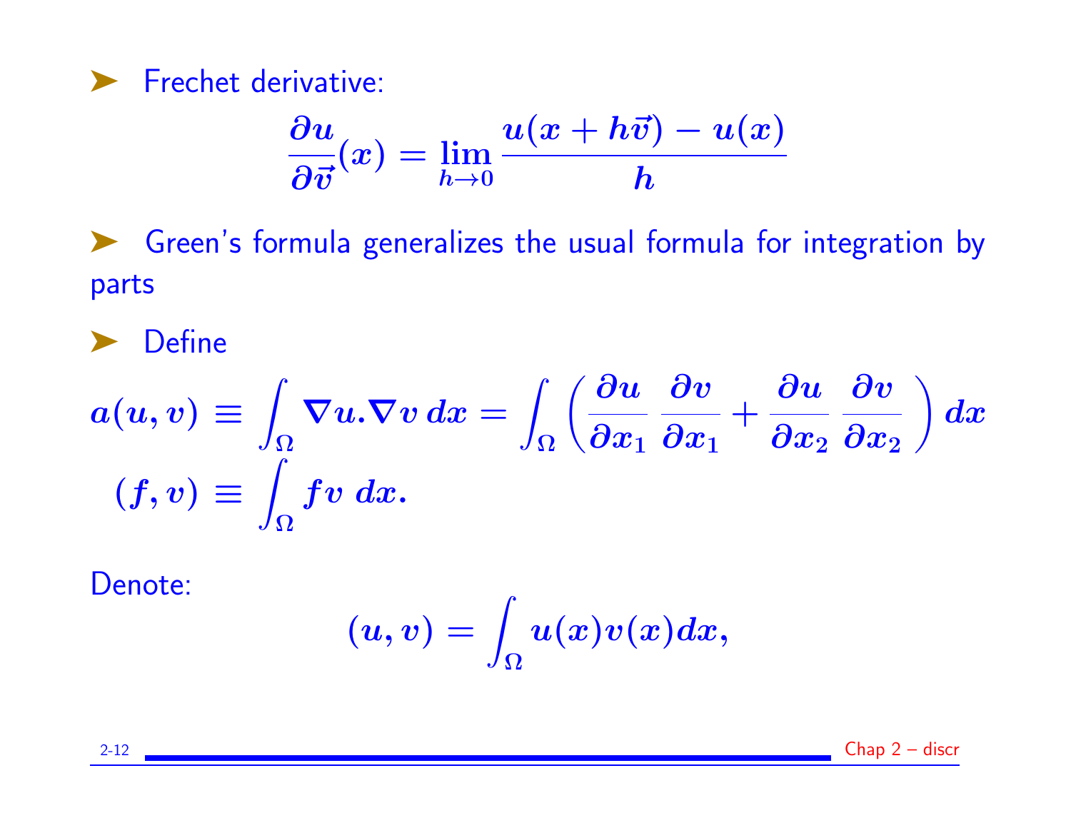- Frechet derivative:

$$\frac{\partial u}{\partial \vec{v}}(x) = \lim_{h \to 0} \frac{u(x + h\vec{v}) - u(x)}{h}$$

- Green's formula generalizes the usual formula for integration by parts

- Define

$$a(u, v) \equiv \int_\Omega \nabla u . \nabla v \, dx = \int_\Omega \left( \frac{\partial u}{\partial x_1} \frac{\partial v}{\partial x_1} + \frac{\partial u}{\partial x_2} \frac{\partial v}{\partial x_2} \right) dx$$

$$(f, v) \equiv \int_\Omega f v \, dx.$$

Denote:

$$(u, v) = \int_\Omega u(x) v(x) dx,$$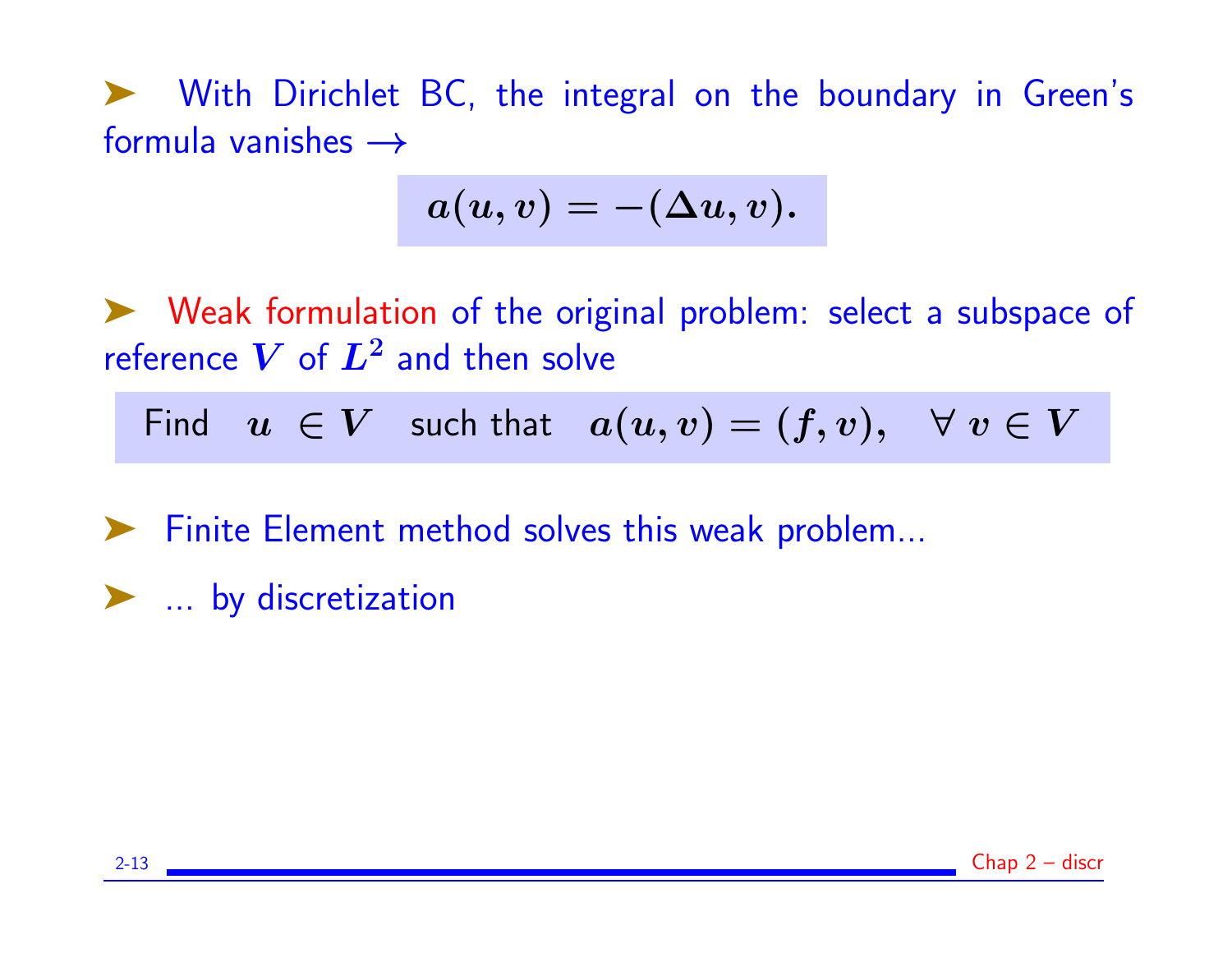- With Dirichlet BC, the integral on the boundary in Green's formula vanishes $\longrightarrow$

$$a(u, v) = -(\Delta u, v).$$

- Weak formulation of the original problem: select a subspace of reference $V$ of $L^2$ and then solve

$$\text{Find} \quad u \in V \quad \text{such that} \quad a(u, v) = (f, v), \quad \forall\, v \in V$$

- Finite Element method solves this weak problem...
- ... by discretization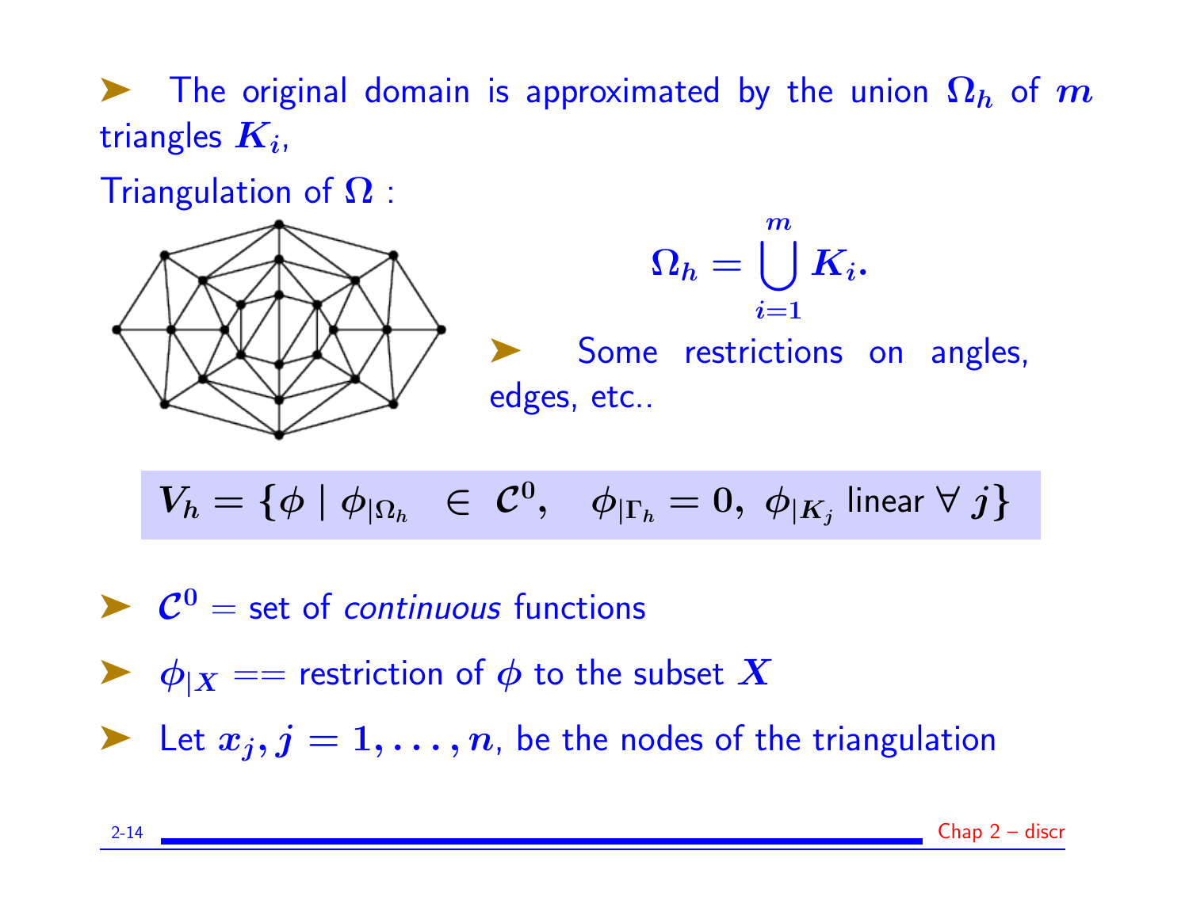- The original domain is approximated by the union $\Omega_h$ of $m$ triangles $K_i$,

Triangulation of $\Omega$ :

$$\Omega_h = \bigcup_{i=1}^{m} K_i.$$

- Some restrictions on angles, edges, etc..

$$V_h = \{\phi \mid \phi_{|\Omega_h} \ \in \ \mathcal{C}^0, \quad \phi_{|\Gamma_h} = 0, \ \phi_{|K_j} \text{ linear } \forall \ j\}$$

- $\mathcal{C}^0$ = set of *continuous* functions
- $\phi_{|X}$ == restriction of $\phi$ to the subset $X$
- Let $x_j, j = 1, \ldots, n$, be the nodes of the triangulation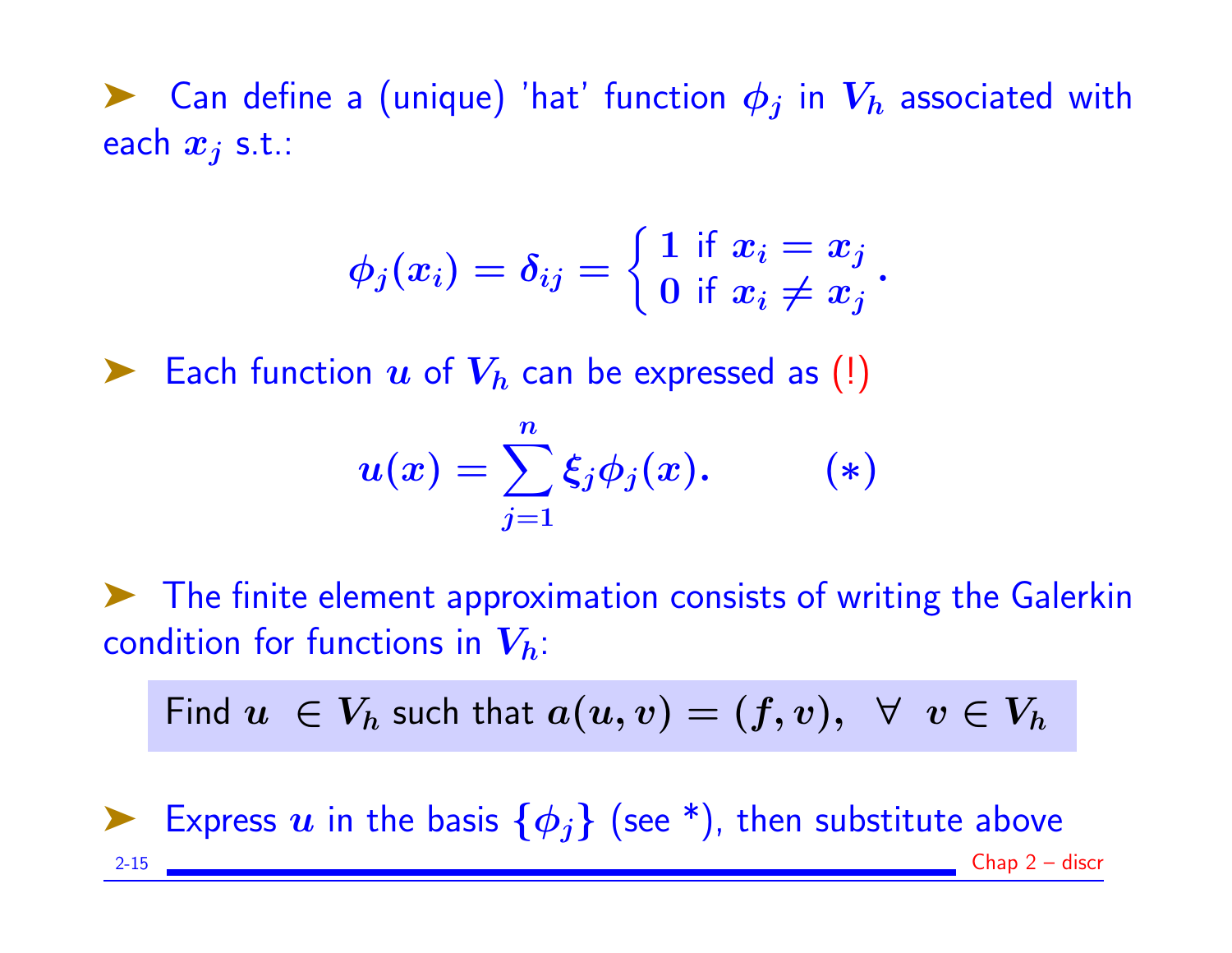- Can define a (unique) 'hat' function $\phi_j$ in $V_h$ associated with each $x_j$ s.t.:

$$\phi_j(x_i) = \delta_{ij} = \begin{cases} 1 \text{ if } x_i = x_j \\ 0 \text{ if } x_i \neq x_j \end{cases}.$$

- Each function $u$ of $V_h$ can be expressed as (!)

$$u(x) = \sum_{j=1}^{n} \xi_j \phi_j(x). \qquad (*)$$

- The finite element approximation consists of writing the Galerkin condition for functions in $V_h$:

> Find $u \in V_h$ such that $a(u, v) = (f, v), \;\; \forall \;\; v \in V_h$

- Express $u$ in the basis $\{\phi_j\}$ (see *), then substitute above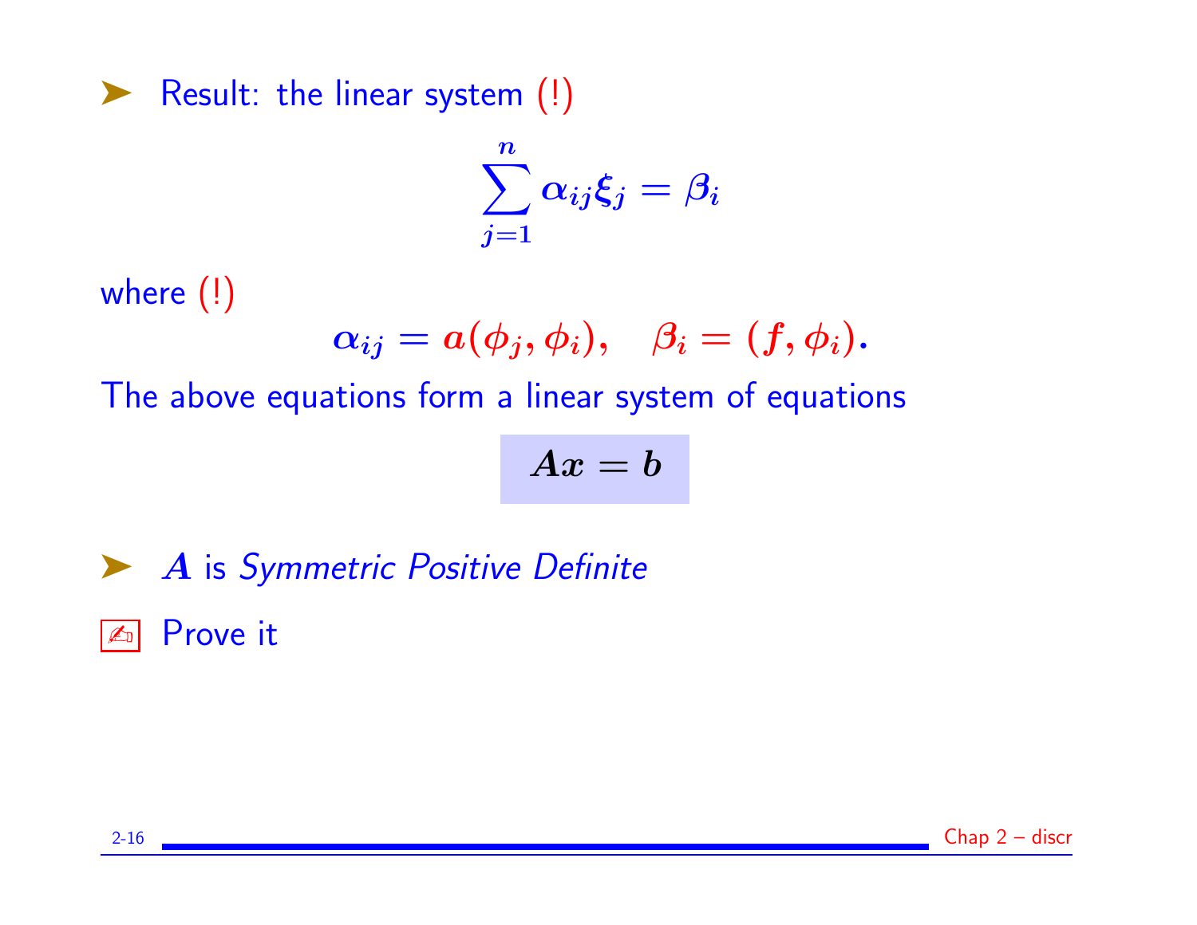➤ Result: the linear system (!)

$$\sum_{j=1}^{n} \alpha_{ij}\xi_j = \beta_i$$

where (!)

$$\alpha_{ij} = a(\phi_j, \phi_i), \quad \beta_i = (f, \phi_i).$$

The above equations form a linear system of equations

$$Ax = b$$

➤ $A$ is *Symmetric Positive Definite*

✍ Prove it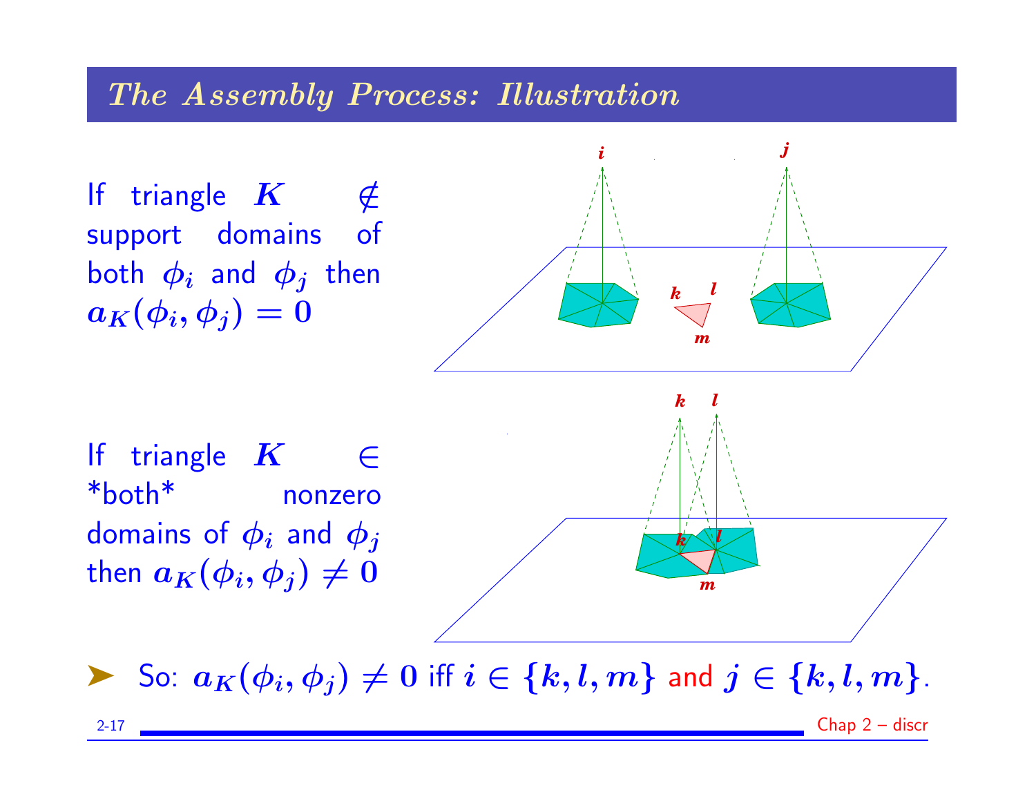## The Assembly Process: Illustration

If triangle $K \notin$ support domains of both $\phi_i$ and $\phi_j$ then $a_K(\phi_i, \phi_j) = 0$

If triangle $K \in$ *both* nonzero domains of $\phi_i$ and $\phi_j$ then $a_K(\phi_i, \phi_j) \neq 0$

- So: $a_K(\phi_i, \phi_j) \neq 0$ iff $i \in \{k, l, m\}$ and $j \in \{k, l, m\}$.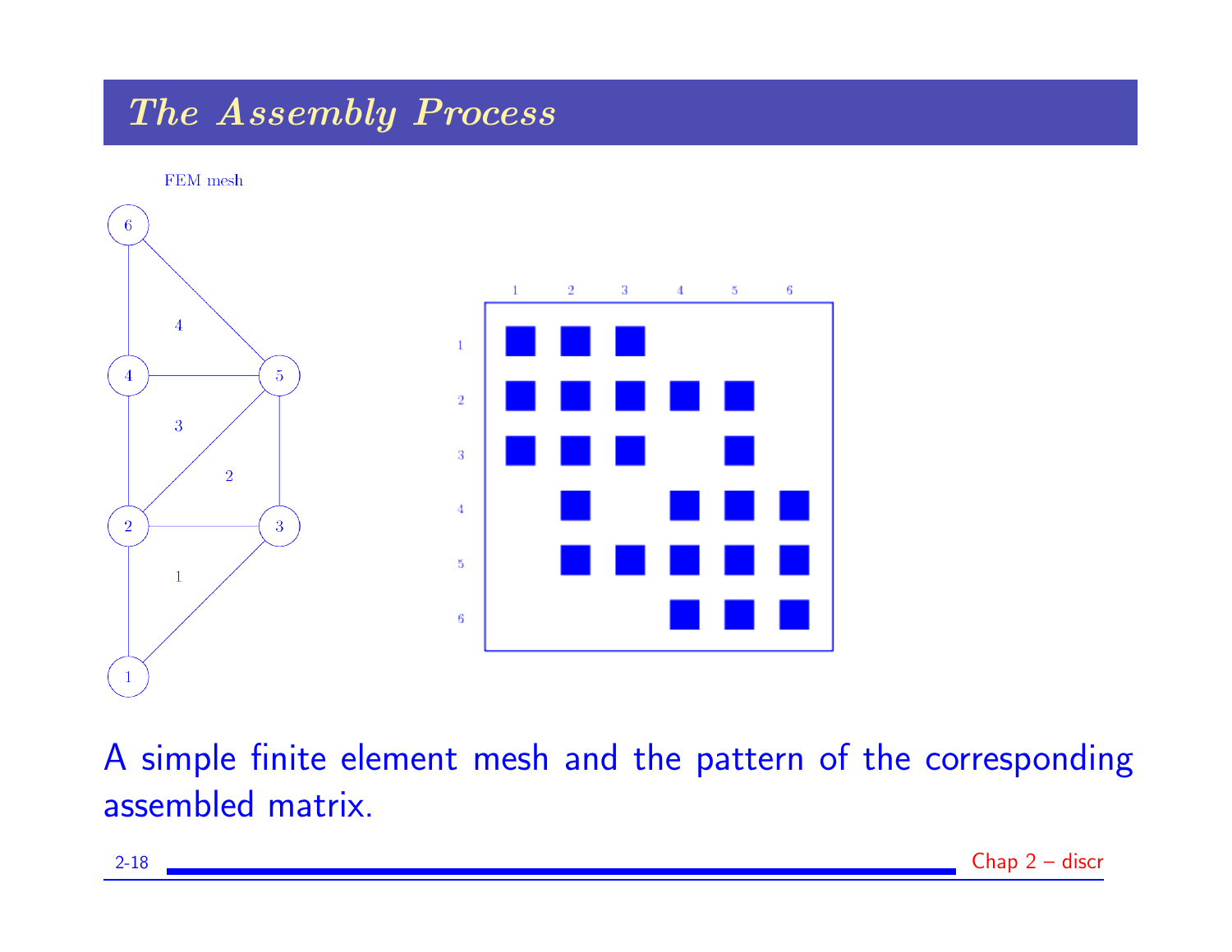# The Assembly Process

FEM mesh

A simple finite element mesh and the pattern of the corresponding assembled matrix.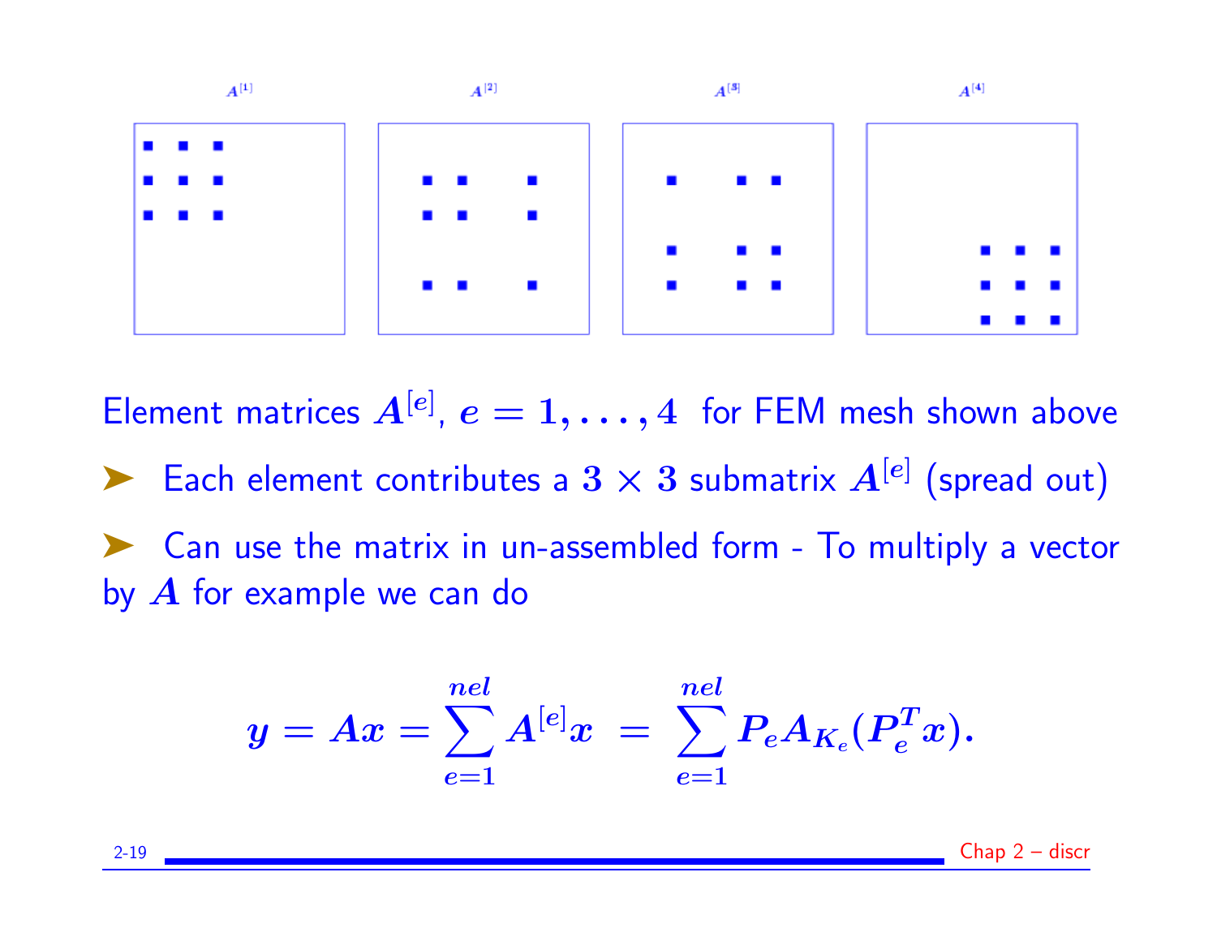$A^{[1]}$ $A^{[2]}$ $A^{[3]}$ $A^{[4]}$

Element matrices $A^{[e]}$, $e = 1, \ldots, 4$ for FEM mesh shown above

- Each element contributes a $3 \times 3$ submatrix $A^{[e]}$ (spread out)
- Can use the matrix in un-assembled form - To multiply a vector by $A$ for example we can do

$$y = Ax = \sum_{e=1}^{nel} A^{[e]} x = \sum_{e=1}^{nel} P_e A_{K_e} (P_e^T x).$$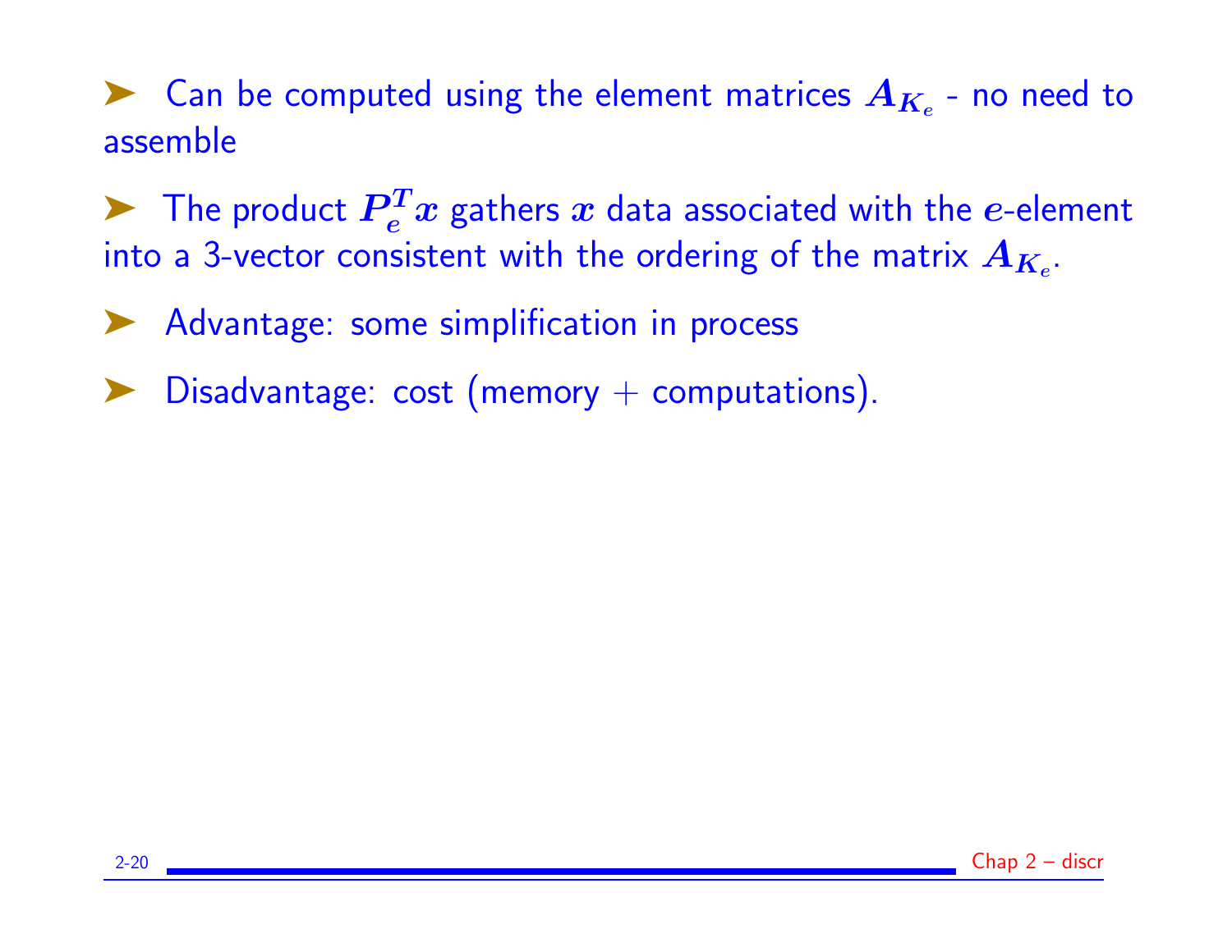- Can be computed using the element matrices $A_{K_e}$ - no need to assemble

- The product $P_e^T x$ gathers $x$ data associated with the $e$-element into a 3-vector consistent with the ordering of the matrix $A_{K_e}$.

- Advantage: some simplification in process

- Disadvantage: cost (memory + computations).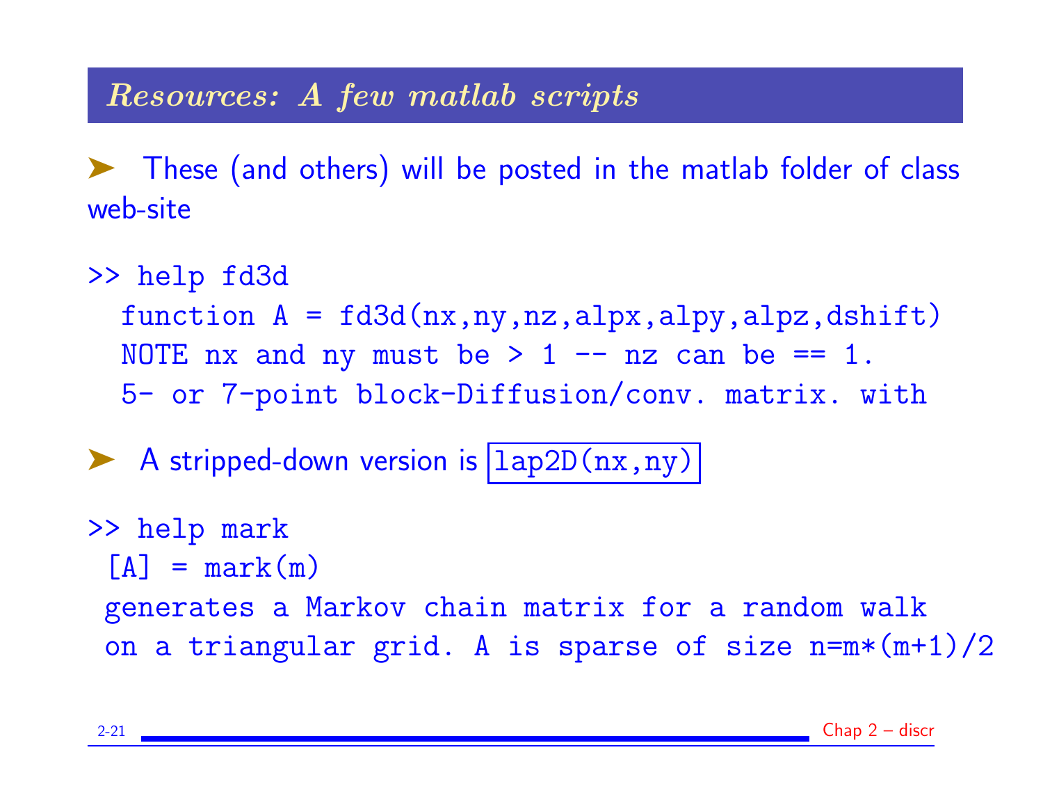## Resources: A few matlab scripts

- These (and others) will be posted in the matlab folder of class web-site

```
>> help fd3d
  function A = fd3d(nx,ny,nz,alpx,alpy,alpz,dshift)
  NOTE nx and ny must be > 1 -- nz can be == 1.
  5- or 7-point block-Diffusion/conv. matrix. with
```

- A stripped-down version is `lap2D(nx,ny)`

```
>> help mark
 [A] = mark(m)
 generates a Markov chain matrix for a random walk
 on a triangular grid. A is sparse of size n=m*(m+1)/2
```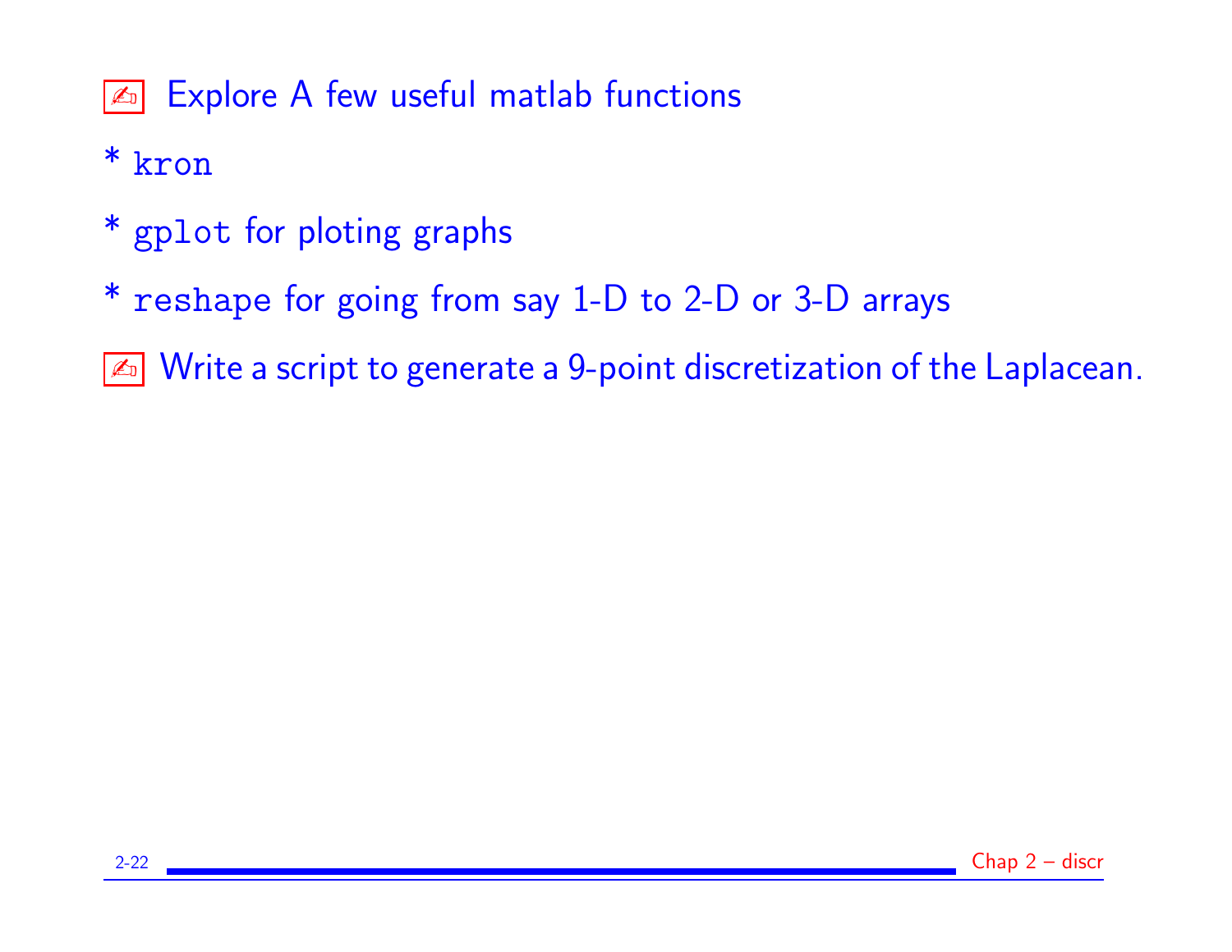✍ Explore A few useful matlab functions

* `kron`

* `gplot` for ploting graphs

* `reshape` for going from say 1-D to 2-D or 3-D arrays

✍ Write a script to generate a 9-point discretization of the Laplacean.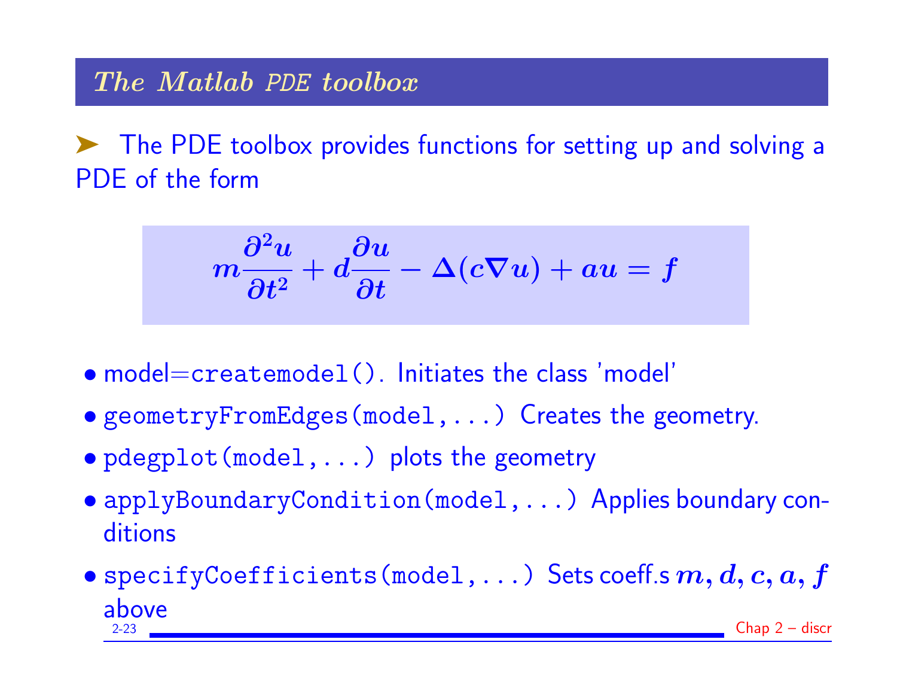## *The Matlab PDE toolbox*

➤ The PDE toolbox provides functions for setting up and solving a PDE of the form

$$m\frac{\partial^2 u}{\partial t^2} + d\frac{\partial u}{\partial t} - \Delta(c\nabla u) + au = f$$

- `model=createmodel()`. Initiates the class 'model'
- `geometryFromEdges(model,...)` Creates the geometry.
- `pdegplot(model,...)` plots the geometry
- `applyBoundaryCondition(model,...)` Applies boundary conditions
- `specifyCoefficients(model,...)` Sets coeff.s $m, d, c, a, f$ above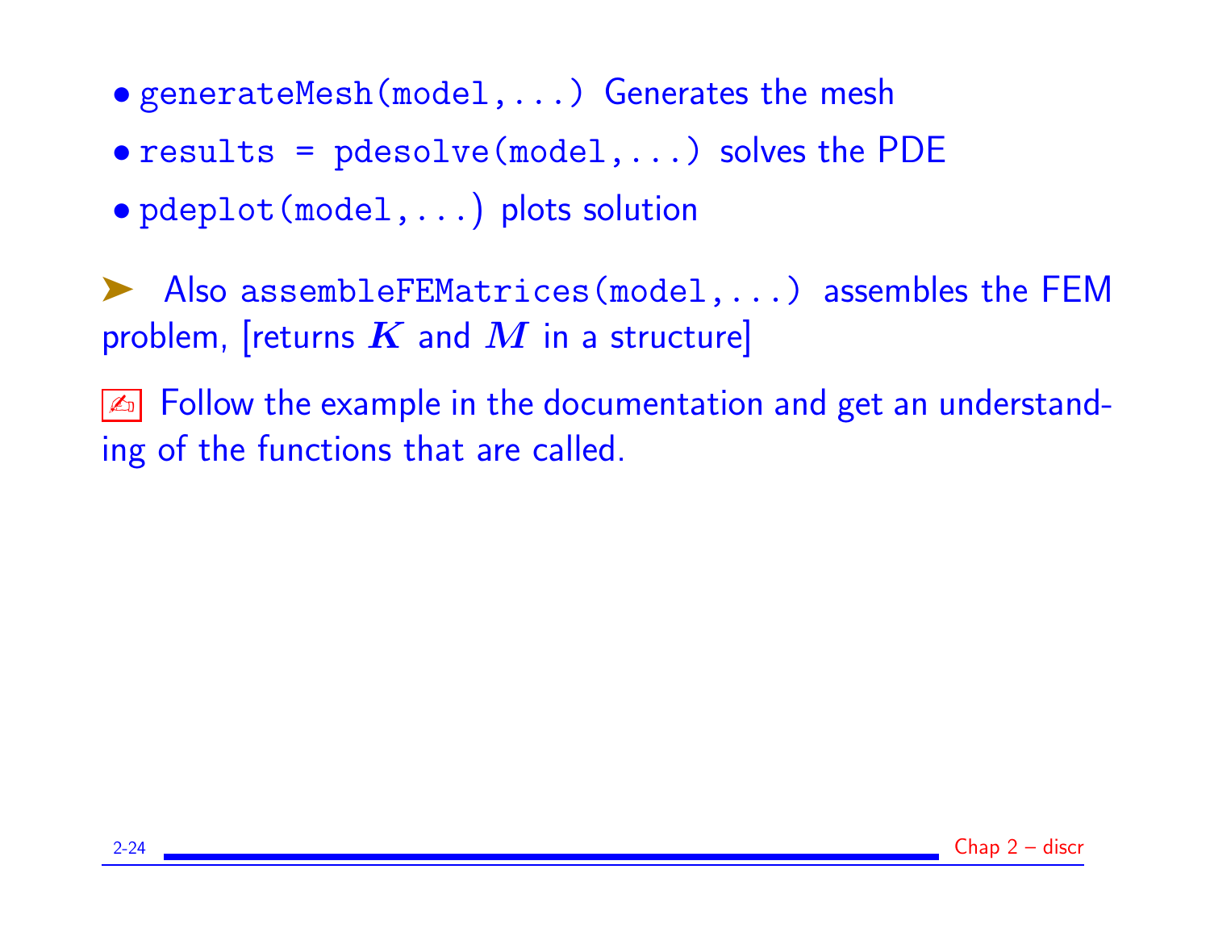- `generateMesh(model,...)` Generates the mesh
- `results = pdesolve(model,...)` solves the PDE
- `pdeplot(model,...)` plots solution

➤ Also `assembleFEMatrices(model,...)` assembles the FEM problem, [returns $\boldsymbol{K}$ and $\boldsymbol{M}$ in a structure]

✍ Follow the example in the documentation and get an understanding of the functions that are called.